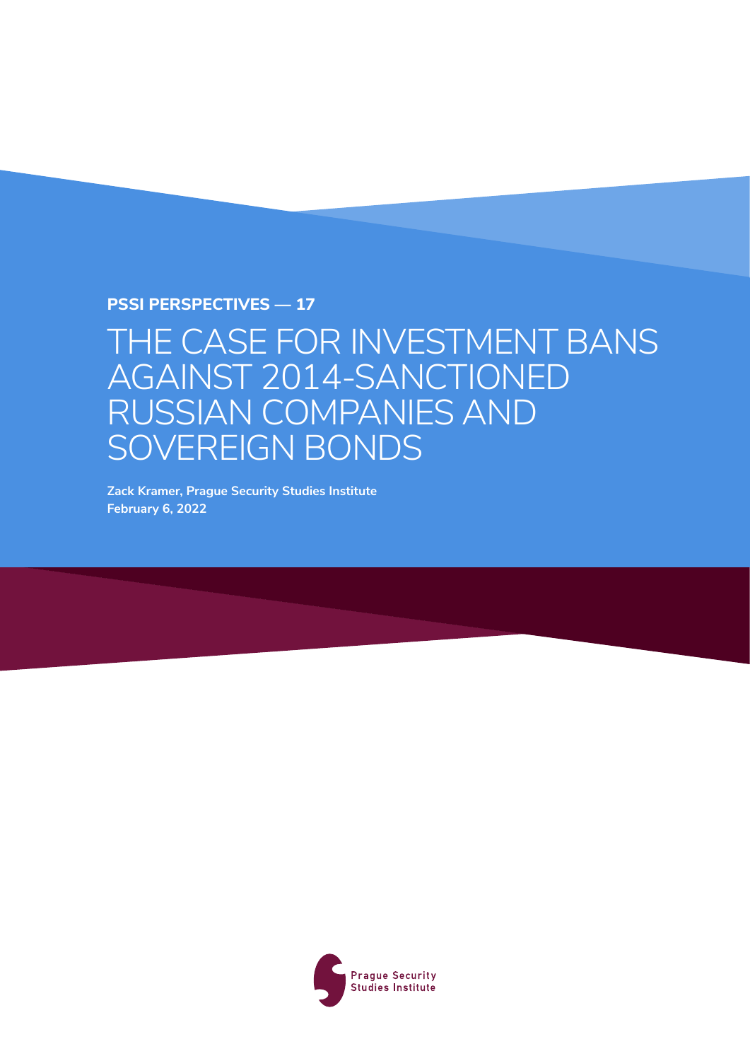**PSSI PERSPECTIVES — 17**

# THE CASE FOR INVESTMENT BANS AGAINST 2014-SANCTIONED RUSSIAN COMPANIES AND SOVEREIGN BONDS

**Zack Kramer, Prague Security Studies Institute**
**February 6, 2022**

Prague Security Studies Institute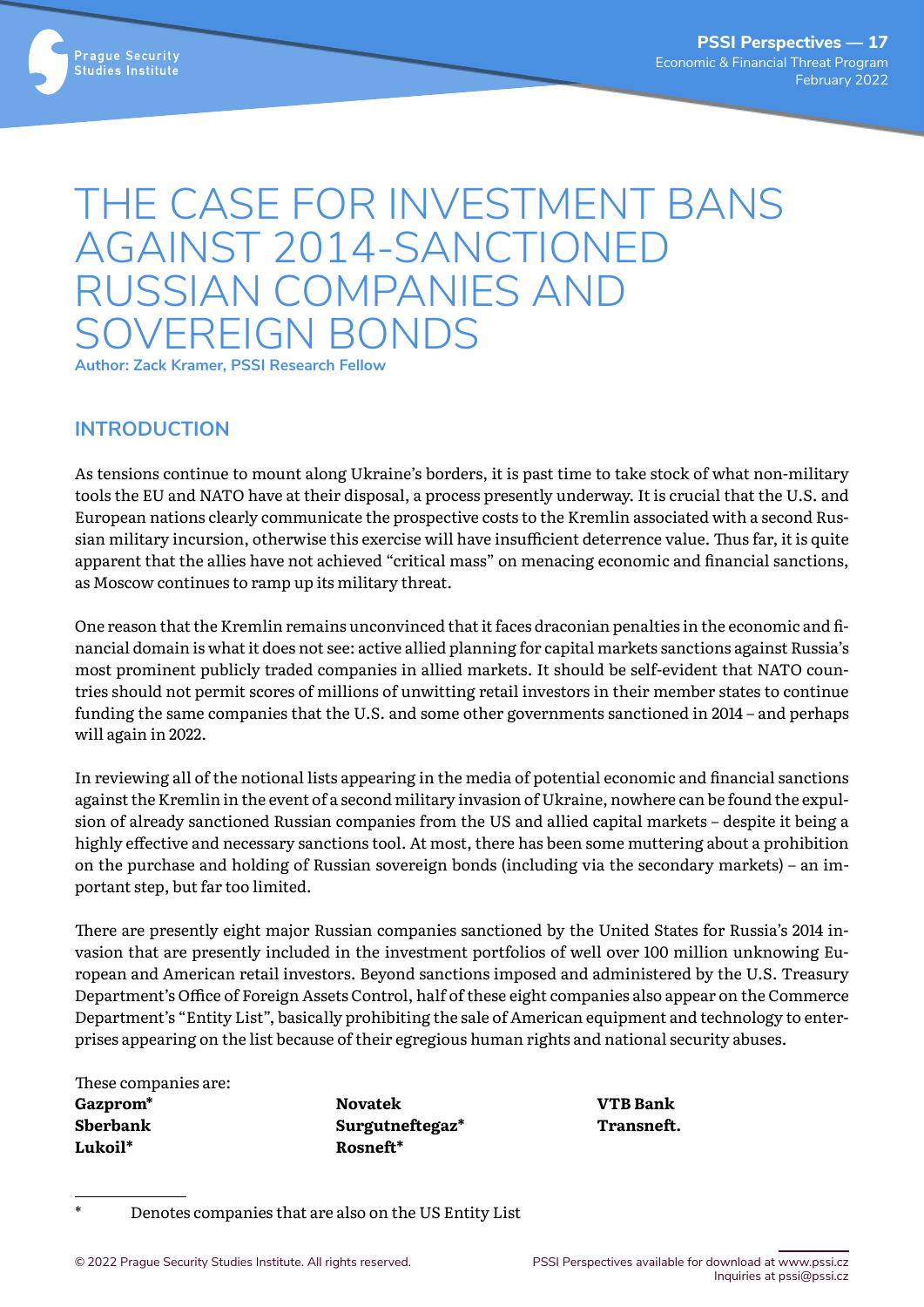# THE CASE FOR INVESTMENT BANS AGAINST 2014-SANCTIONED RUSSIAN COMPANIES AND SOVEREIGN BONDS

**Author: Zack Kramer, PSSI Research Fellow**

## INTRODUCTION

As tensions continue to mount along Ukraine's borders, it is past time to take stock of what non-military tools the EU and NATO have at their disposal, a process presently underway. It is crucial that the U.S. and European nations clearly communicate the prospective costs to the Kremlin associated with a second Russian military incursion, otherwise this exercise will have insufficient deterrence value. Thus far, it is quite apparent that the allies have not achieved "critical mass" on menacing economic and financial sanctions, as Moscow continues to ramp up its military threat.

One reason that the Kremlin remains unconvinced that it faces draconian penalties in the economic and financial domain is what it does not see: active allied planning for capital markets sanctions against Russia's most prominent publicly traded companies in allied markets. It should be self-evident that NATO countries should not permit scores of millions of unwitting retail investors in their member states to continue funding the same companies that the U.S. and some other governments sanctioned in 2014 – and perhaps will again in 2022.

In reviewing all of the notional lists appearing in the media of potential economic and financial sanctions against the Kremlin in the event of a second military invasion of Ukraine, nowhere can be found the expulsion of already sanctioned Russian companies from the US and allied capital markets – despite it being a highly effective and necessary sanctions tool. At most, there has been some muttering about a prohibition on the purchase and holding of Russian sovereign bonds (including via the secondary markets) – an important step, but far too limited.

There are presently eight major Russian companies sanctioned by the United States for Russia's 2014 invasion that are presently included in the investment portfolios of well over 100 million unknowing European and American retail investors. Beyond sanctions imposed and administered by the U.S. Treasury Department's Office of Foreign Assets Control, half of these eight companies also appear on the Commerce Department's "Entity List", basically prohibiting the sale of American equipment and technology to enterprises appearing on the list because of their egregious human rights and national security abuses.

These companies are:

**Gazprom***
**Sberbank**
**Lukoil***
**Novatek**
**Surgutneftegaz***
**Rosneft***
**VTB Bank**
**Transneft.**

\* Denotes companies that are also on the US Entity List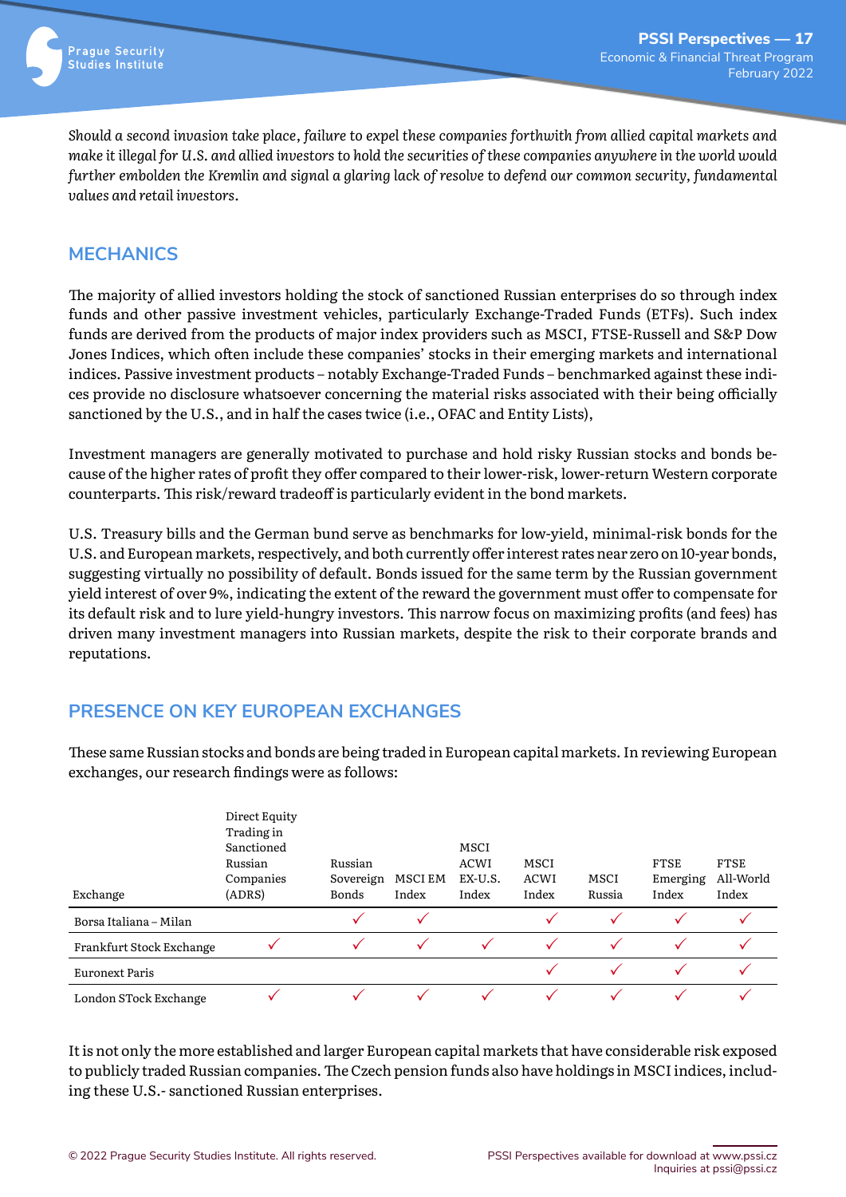*Should a second invasion take place, failure to expel these companies forthwith from allied capital markets and make it illegal for U.S. and allied investors to hold the securities of these companies anywhere in the world would further embolden the Kremlin and signal a glaring lack of resolve to defend our common security, fundamental values and retail investors.*

## MECHANICS

The majority of allied investors holding the stock of sanctioned Russian enterprises do so through index funds and other passive investment vehicles, particularly Exchange-Traded Funds (ETFs). Such index funds are derived from the products of major index providers such as MSCI, FTSE-Russell and S&P Dow Jones Indices, which often include these companies' stocks in their emerging markets and international indices. Passive investment products – notably Exchange-Traded Funds – benchmarked against these indices provide no disclosure whatsoever concerning the material risks associated with their being officially sanctioned by the U.S., and in half the cases twice (i.e., OFAC and Entity Lists),

Investment managers are generally motivated to purchase and hold risky Russian stocks and bonds because of the higher rates of profit they offer compared to their lower-risk, lower-return Western corporate counterparts. This risk/reward tradeoff is particularly evident in the bond markets.

U.S. Treasury bills and the German bund serve as benchmarks for low-yield, minimal-risk bonds for the U.S. and European markets, respectively, and both currently offer interest rates near zero on 10-year bonds, suggesting virtually no possibility of default. Bonds issued for the same term by the Russian government yield interest of over 9%, indicating the extent of the reward the government must offer to compensate for its default risk and to lure yield-hungry investors. This narrow focus on maximizing profits (and fees) has driven many investment managers into Russian markets, despite the risk to their corporate brands and reputations.

## PRESENCE ON KEY EUROPEAN EXCHANGES

These same Russian stocks and bonds are being traded in European capital markets. In reviewing European exchanges, our research findings were as follows:

| Exchange | Direct Equity Trading in Sanctioned Russian Companies (ADRS) | Russian Sovereign Bonds | MSCI EM Index | MSCI ACWI EX-U.S. Index | MSCI ACWI Index | MSCI Russia | FTSE Emerging Index | FTSE All-World Index |
|---|---|---|---|---|---|---|---|---|
| Borsa Italiana – Milan | | ✓ | ✓ | | ✓ | ✓ | ✓ | ✓ |
| Frankfurt Stock Exchange | ✓ | ✓ | ✓ | ✓ | ✓ | ✓ | ✓ | ✓ |
| Euronext Paris | | | | | ✓ | ✓ | ✓ | ✓ |
| London STock Exchange | ✓ | ✓ | ✓ | ✓ | ✓ | ✓ | ✓ | ✓ |

It is not only the more established and larger European capital markets that have considerable risk exposed to publicly traded Russian companies. The Czech pension funds also have holdings in MSCI indices, including these U.S.- sanctioned Russian enterprises.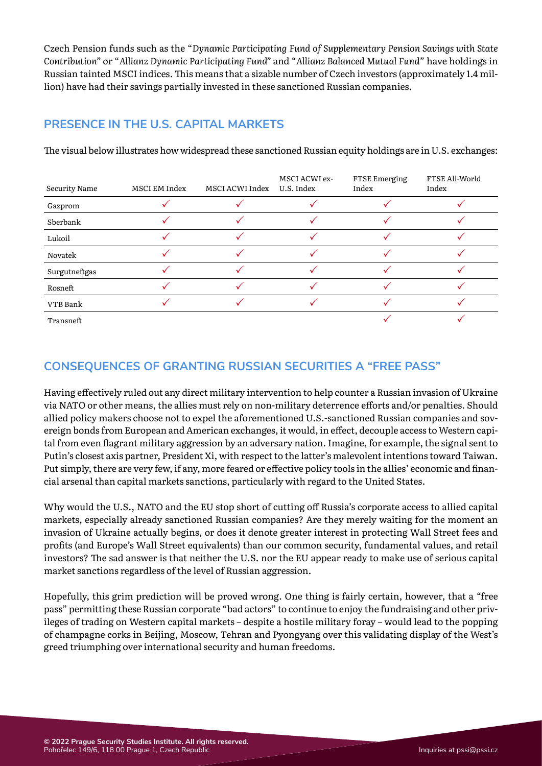Czech Pension funds such as the "*Dynamic Participating Fund of Supplementary Pension Savings with State Contribution*" or "*Allianz Dynamic Participating Fund*" and "*Allianz Balanced Mutual Fund*" have holdings in Russian tainted MSCI indices. This means that a sizable number of Czech investors (approximately 1.4 million) have had their savings partially invested in these sanctioned Russian companies.

## PRESENCE IN THE U.S. CAPITAL MARKETS

The visual below illustrates how widespread these sanctioned Russian equity holdings are in U.S. exchanges:

| Security Name | MSCI EM Index | MSCI ACWI Index | MSCI ACWI ex-U.S. Index | FTSE Emerging Index | FTSE All-World Index |
| --- | --- | --- | --- | --- | --- |
| Gazprom | ✓ | ✓ | ✓ | ✓ | ✓ |
| Sberbank | ✓ | ✓ | ✓ | ✓ | ✓ |
| Lukoil | ✓ | ✓ | ✓ | ✓ | ✓ |
| Novatek | ✓ | ✓ | ✓ | ✓ | ✓ |
| Surgutneftgas | ✓ | ✓ | ✓ | ✓ | ✓ |
| Rosneft | ✓ | ✓ | ✓ | ✓ | ✓ |
| VTB Bank | ✓ | ✓ | ✓ | ✓ | ✓ |
| Transneft | | | | ✓ | ✓ |

## CONSEQUENCES OF GRANTING RUSSIAN SECURITIES A "FREE PASS"

Having effectively ruled out any direct military intervention to help counter a Russian invasion of Ukraine via NATO or other means, the allies must rely on non-military deterrence efforts and/or penalties. Should allied policy makers choose not to expel the aforementioned U.S.-sanctioned Russian companies and sovereign bonds from European and American exchanges, it would, in effect, decouple access to Western capital from even flagrant military aggression by an adversary nation. Imagine, for example, the signal sent to Putin's closest axis partner, President Xi, with respect to the latter's malevolent intentions toward Taiwan. Put simply, there are very few, if any, more feared or effective policy tools in the allies' economic and financial arsenal than capital markets sanctions, particularly with regard to the United States.

Why would the U.S., NATO and the EU stop short of cutting off Russia's corporate access to allied capital markets, especially already sanctioned Russian companies? Are they merely waiting for the moment an invasion of Ukraine actually begins, or does it denote greater interest in protecting Wall Street fees and profits (and Europe's Wall Street equivalents) than our common security, fundamental values, and retail investors? The sad answer is that neither the U.S. nor the EU appear ready to make use of serious capital market sanctions regardless of the level of Russian aggression.

Hopefully, this grim prediction will be proved wrong. One thing is fairly certain, however, that a "free pass" permitting these Russian corporate "bad actors" to continue to enjoy the fundraising and other privileges of trading on Western capital markets – despite a hostile military foray – would lead to the popping of champagne corks in Beijing, Moscow, Tehran and Pyongyang over this validating display of the West's greed triumphing over international security and human freedoms.

**© 2022 Prague Security Studies Institute. All rights reserved.**
Pohořelec 149/6, 118 00 Prague 1, Czech Republic

Inquiries at pssi@pssi.cz